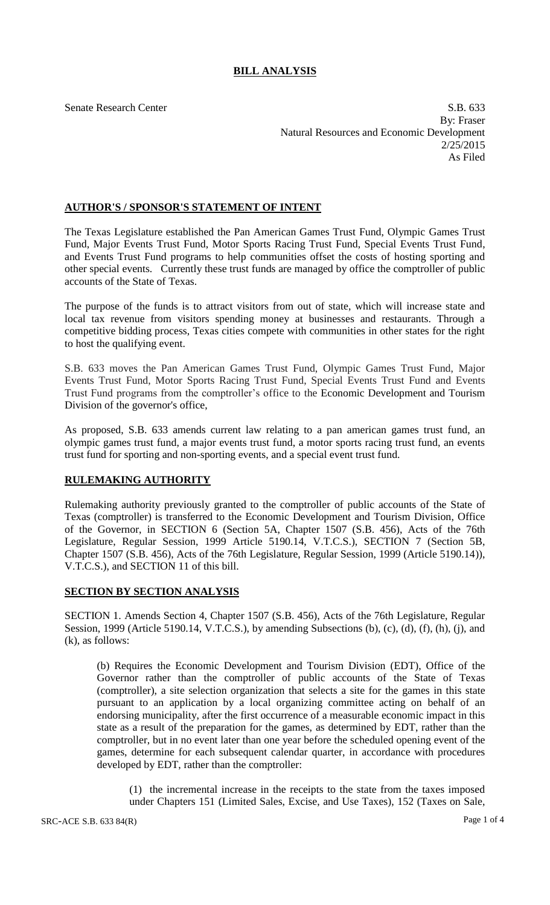# BILL ANALYSIS

Senate Research Center

S.B. 633
By: Fraser
Natural Resources and Economic Development
2/25/2015
As Filed

## AUTHOR'S / SPONSOR'S STATEMENT OF INTENT

The Texas Legislature established the Pan American Games Trust Fund, Olympic Games Trust Fund, Major Events Trust Fund, Motor Sports Racing Trust Fund, Special Events Trust Fund, and Events Trust Fund programs to help communities offset the costs of hosting sporting and other special events. Currently these trust funds are managed by office the comptroller of public accounts of the State of Texas.

The purpose of the funds is to attract visitors from out of state, which will increase state and local tax revenue from visitors spending money at businesses and restaurants. Through a competitive bidding process, Texas cities compete with communities in other states for the right to host the qualifying event.

S.B. 633 moves the Pan American Games Trust Fund, Olympic Games Trust Fund, Major Events Trust Fund, Motor Sports Racing Trust Fund, Special Events Trust Fund and Events Trust Fund programs from the comptroller's office to the Economic Development and Tourism Division of the governor's office,

As proposed, S.B. 633 amends current law relating to a pan american games trust fund, an olympic games trust fund, a major events trust fund, a motor sports racing trust fund, an events trust fund for sporting and non-sporting events, and a special event trust fund.

## RULEMAKING AUTHORITY

Rulemaking authority previously granted to the comptroller of public accounts of the State of Texas (comptroller) is transferred to the Economic Development and Tourism Division, Office of the Governor, in SECTION 6 (Section 5A, Chapter 1507 (S.B. 456), Acts of the 76th Legislature, Regular Session, 1999 Article 5190.14, V.T.C.S.), SECTION 7 (Section 5B, Chapter 1507 (S.B. 456), Acts of the 76th Legislature, Regular Session, 1999 (Article 5190.14)), V.T.C.S.), and SECTION 11 of this bill.

## SECTION BY SECTION ANALYSIS

SECTION 1. Amends Section 4, Chapter 1507 (S.B. 456), Acts of the 76th Legislature, Regular Session, 1999 (Article 5190.14, V.T.C.S.), by amending Subsections (b), (c), (d), (f), (h), (j), and (k), as follows:

(b) Requires the Economic Development and Tourism Division (EDT), Office of the Governor rather than the comptroller of public accounts of the State of Texas (comptroller), a site selection organization that selects a site for the games in this state pursuant to an application by a local organizing committee acting on behalf of an endorsing municipality, after the first occurrence of a measurable economic impact in this state as a result of the preparation for the games, as determined by EDT, rather than the comptroller, but in no event later than one year before the scheduled opening event of the games, determine for each subsequent calendar quarter, in accordance with procedures developed by EDT, rather than the comptroller:

(1) the incremental increase in the receipts to the state from the taxes imposed under Chapters 151 (Limited Sales, Excise, and Use Taxes), 152 (Taxes on Sale,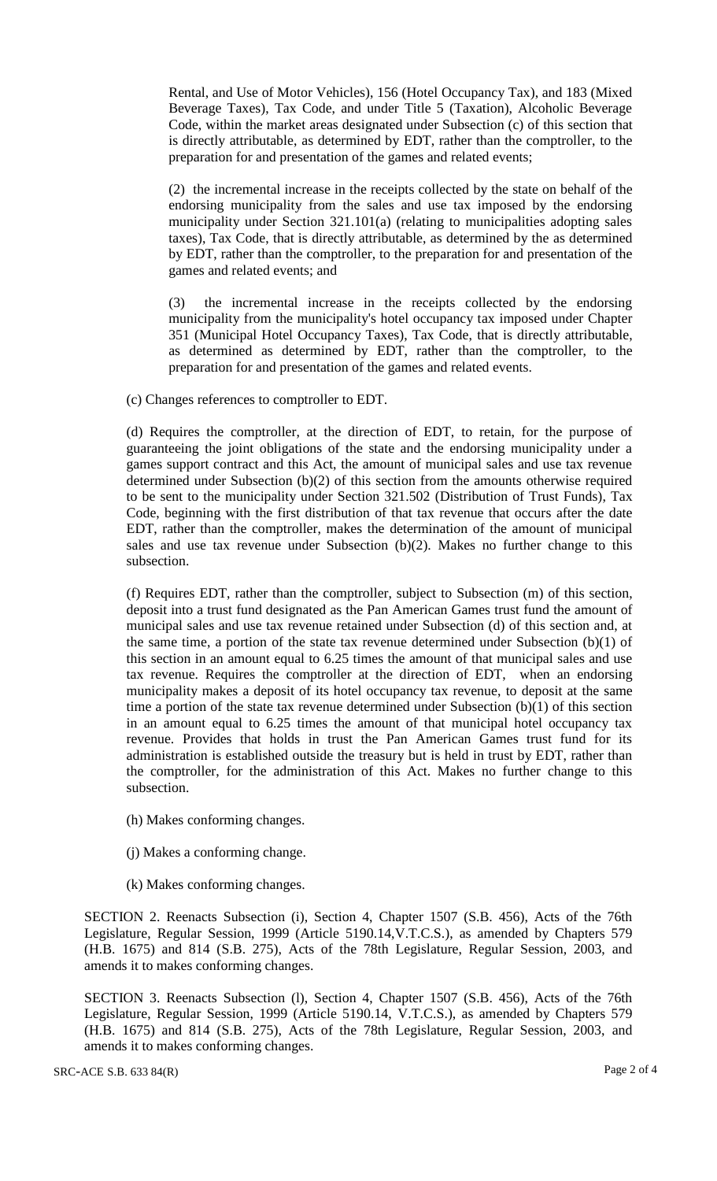Rental, and Use of Motor Vehicles), 156 (Hotel Occupancy Tax), and 183 (Mixed Beverage Taxes), Tax Code, and under Title 5 (Taxation), Alcoholic Beverage Code, within the market areas designated under Subsection (c) of this section that is directly attributable, as determined by EDT, rather than the comptroller, to the preparation for and presentation of the games and related events;

(2) the incremental increase in the receipts collected by the state on behalf of the endorsing municipality from the sales and use tax imposed by the endorsing municipality under Section 321.101(a) (relating to municipalities adopting sales taxes), Tax Code, that is directly attributable, as determined by the as determined by EDT, rather than the comptroller, to the preparation for and presentation of the games and related events; and

(3) the incremental increase in the receipts collected by the endorsing municipality from the municipality's hotel occupancy tax imposed under Chapter 351 (Municipal Hotel Occupancy Taxes), Tax Code, that is directly attributable, as determined as determined by EDT, rather than the comptroller, to the preparation for and presentation of the games and related events.

(c) Changes references to comptroller to EDT.

(d) Requires the comptroller, at the direction of EDT, to retain, for the purpose of guaranteeing the joint obligations of the state and the endorsing municipality under a games support contract and this Act, the amount of municipal sales and use tax revenue determined under Subsection (b)(2) of this section from the amounts otherwise required to be sent to the municipality under Section 321.502 (Distribution of Trust Funds), Tax Code, beginning with the first distribution of that tax revenue that occurs after the date EDT, rather than the comptroller, makes the determination of the amount of municipal sales and use tax revenue under Subsection (b)(2). Makes no further change to this subsection.

(f) Requires EDT, rather than the comptroller, subject to Subsection (m) of this section, deposit into a trust fund designated as the Pan American Games trust fund the amount of municipal sales and use tax revenue retained under Subsection (d) of this section and, at the same time, a portion of the state tax revenue determined under Subsection (b)(1) of this section in an amount equal to 6.25 times the amount of that municipal sales and use tax revenue. Requires the comptroller at the direction of EDT, when an endorsing municipality makes a deposit of its hotel occupancy tax revenue, to deposit at the same time a portion of the state tax revenue determined under Subsection (b)(1) of this section in an amount equal to 6.25 times the amount of that municipal hotel occupancy tax revenue. Provides that holds in trust the Pan American Games trust fund for its administration is established outside the treasury but is held in trust by EDT, rather than the comptroller, for the administration of this Act. Makes no further change to this subsection.

(h) Makes conforming changes.

(j) Makes a conforming change.

(k) Makes conforming changes.

SECTION 2. Reenacts Subsection (i), Section 4, Chapter 1507 (S.B. 456), Acts of the 76th Legislature, Regular Session, 1999 (Article 5190.14,V.T.C.S.), as amended by Chapters 579 (H.B. 1675) and 814 (S.B. 275), Acts of the 78th Legislature, Regular Session, 2003, and amends it to makes conforming changes.

SECTION 3. Reenacts Subsection (l), Section 4, Chapter 1507 (S.B. 456), Acts of the 76th Legislature, Regular Session, 1999 (Article 5190.14, V.T.C.S.), as amended by Chapters 579 (H.B. 1675) and 814 (S.B. 275), Acts of the 78th Legislature, Regular Session, 2003, and amends it to makes conforming changes.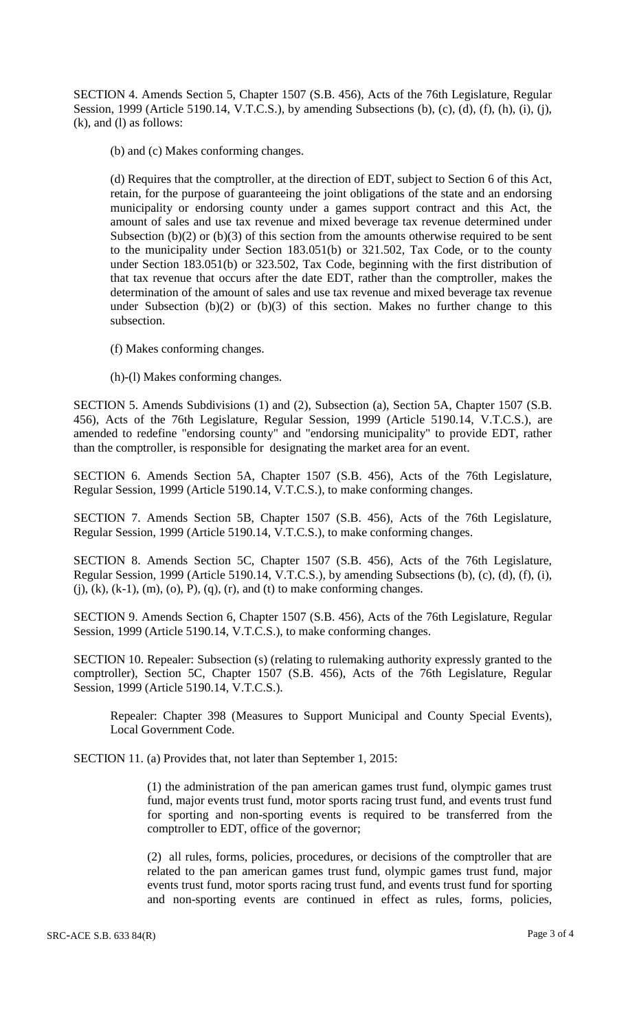SECTION 4. Amends Section 5, Chapter 1507 (S.B. 456), Acts of the 76th Legislature, Regular Session, 1999 (Article 5190.14, V.T.C.S.), by amending Subsections (b), (c), (d), (f), (h), (i), (j), (k), and (l) as follows:

(b) and (c) Makes conforming changes.

(d) Requires that the comptroller, at the direction of EDT, subject to Section 6 of this Act, retain, for the purpose of guaranteeing the joint obligations of the state and an endorsing municipality or endorsing county under a games support contract and this Act, the amount of sales and use tax revenue and mixed beverage tax revenue determined under Subsection (b)(2) or (b)(3) of this section from the amounts otherwise required to be sent to the municipality under Section 183.051(b) or 321.502, Tax Code, or to the county under Section 183.051(b) or 323.502, Tax Code, beginning with the first distribution of that tax revenue that occurs after the date EDT, rather than the comptroller, makes the determination of the amount of sales and use tax revenue and mixed beverage tax revenue under Subsection (b)(2) or (b)(3) of this section. Makes no further change to this subsection.

(f) Makes conforming changes.

(h)-(l) Makes conforming changes.

SECTION 5. Amends Subdivisions (1) and (2), Subsection (a), Section 5A, Chapter 1507 (S.B. 456), Acts of the 76th Legislature, Regular Session, 1999 (Article 5190.14, V.T.C.S.), are amended to redefine "endorsing county" and "endorsing municipality" to provide EDT, rather than the comptroller, is responsible for designating the market area for an event.

SECTION 6. Amends Section 5A, Chapter 1507 (S.B. 456), Acts of the 76th Legislature, Regular Session, 1999 (Article 5190.14, V.T.C.S.), to make conforming changes.

SECTION 7. Amends Section 5B, Chapter 1507 (S.B. 456), Acts of the 76th Legislature, Regular Session, 1999 (Article 5190.14, V.T.C.S.), to make conforming changes.

SECTION 8. Amends Section 5C, Chapter 1507 (S.B. 456), Acts of the 76th Legislature, Regular Session, 1999 (Article 5190.14, V.T.C.S.), by amending Subsections (b), (c), (d), (f), (i), (j), (k), (k-1), (m), (o), P), (q), (r), and (t) to make conforming changes.

SECTION 9. Amends Section 6, Chapter 1507 (S.B. 456), Acts of the 76th Legislature, Regular Session, 1999 (Article 5190.14, V.T.C.S.), to make conforming changes.

SECTION 10. Repealer: Subsection (s) (relating to rulemaking authority expressly granted to the comptroller), Section 5C, Chapter 1507 (S.B. 456), Acts of the 76th Legislature, Regular Session, 1999 (Article 5190.14, V.T.C.S.).

Repealer: Chapter 398 (Measures to Support Municipal and County Special Events), Local Government Code.

SECTION 11. (a) Provides that, not later than September 1, 2015:

(1) the administration of the pan american games trust fund, olympic games trust fund, major events trust fund, motor sports racing trust fund, and events trust fund for sporting and non-sporting events is required to be transferred from the comptroller to EDT, office of the governor;

(2) all rules, forms, policies, procedures, or decisions of the comptroller that are related to the pan american games trust fund, olympic games trust fund, major events trust fund, motor sports racing trust fund, and events trust fund for sporting and non-sporting events are continued in effect as rules, forms, policies,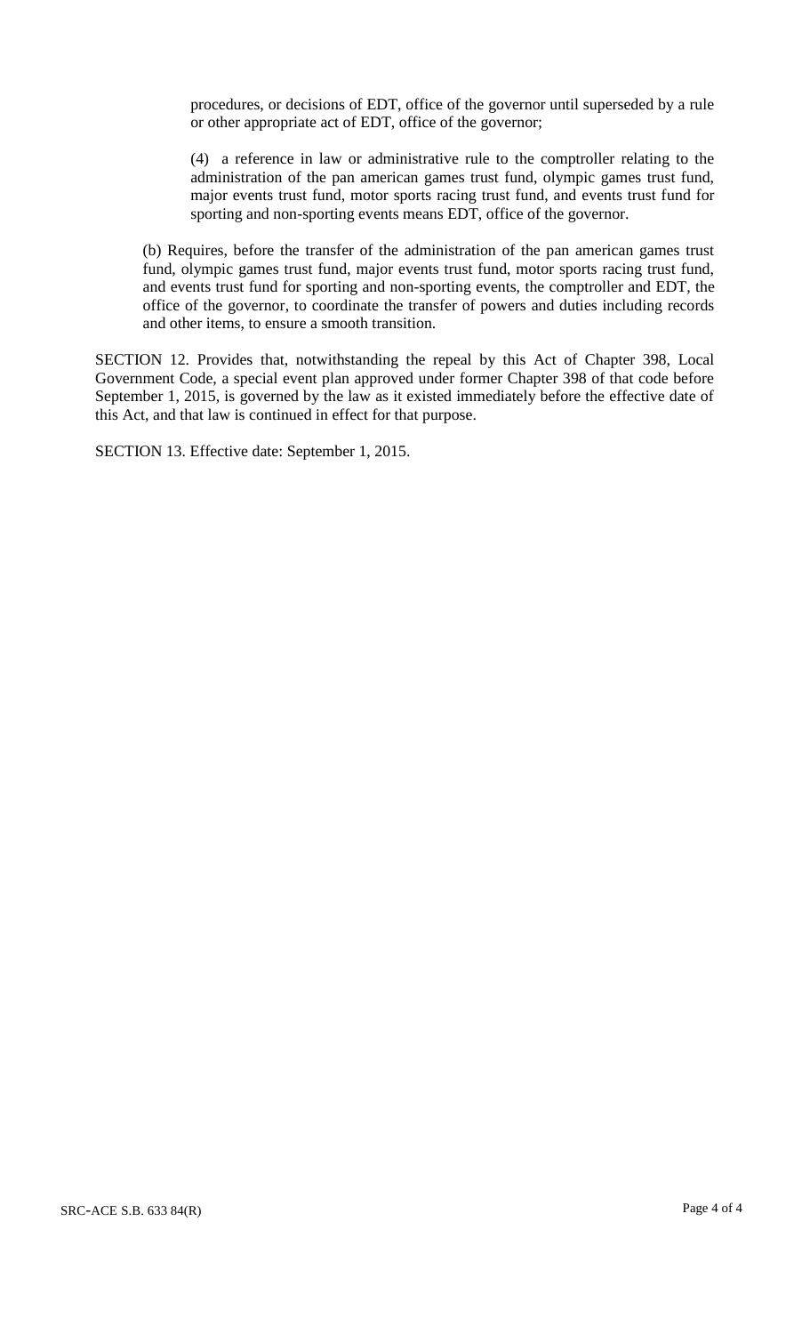procedures, or decisions of EDT, office of the governor until superseded by a rule or other appropriate act of EDT, office of the governor;

(4) a reference in law or administrative rule to the comptroller relating to the administration of the pan american games trust fund, olympic games trust fund, major events trust fund, motor sports racing trust fund, and events trust fund for sporting and non-sporting events means EDT, office of the governor.

(b) Requires, before the transfer of the administration of the pan american games trust fund, olympic games trust fund, major events trust fund, motor sports racing trust fund, and events trust fund for sporting and non-sporting events, the comptroller and EDT, the office of the governor, to coordinate the transfer of powers and duties including records and other items, to ensure a smooth transition.

SECTION 12. Provides that, notwithstanding the repeal by this Act of Chapter 398, Local Government Code, a special event plan approved under former Chapter 398 of that code before September 1, 2015, is governed by the law as it existed immediately before the effective date of this Act, and that law is continued in effect for that purpose.

SECTION 13. Effective date: September 1, 2015.